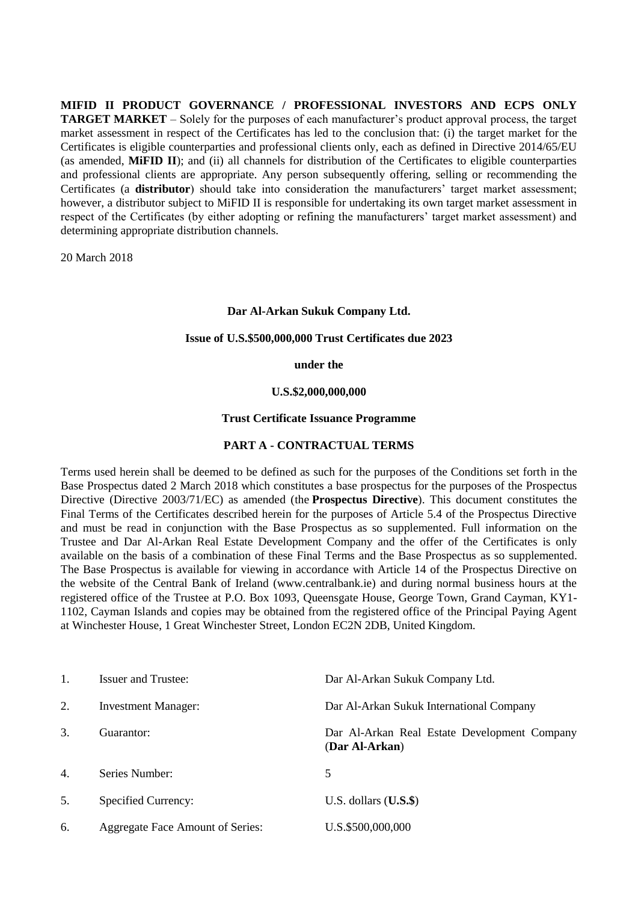**MIFID II PRODUCT GOVERNANCE / PROFESSIONAL INVESTORS AND ECPS ONLY TARGET MARKET** – Solely for the purposes of each manufacturer's product approval process, the target market assessment in respect of the Certificates has led to the conclusion that: (i) the target market for the Certificates is eligible counterparties and professional clients only, each as defined in Directive 2014/65/EU (as amended, **MiFID II**); and (ii) all channels for distribution of the Certificates to eligible counterparties and professional clients are appropriate. Any person subsequently offering, selling or recommending the Certificates (a **distributor**) should take into consideration the manufacturers' target market assessment; however, a distributor subject to MiFID II is responsible for undertaking its own target market assessment in respect of the Certificates (by either adopting or refining the manufacturers' target market assessment) and determining appropriate distribution channels.

20 March 2018

**Dar Al-Arkan Sukuk Company Ltd.**

**Issue of U.S.$500,000,000 Trust Certificates due 2023**

**under the**

**U.S.$2,000,000,000**

**Trust Certificate Issuance Programme**

**PART A - CONTRACTUAL TERMS**

Terms used herein shall be deemed to be defined as such for the purposes of the Conditions set forth in the Base Prospectus dated 2 March 2018 which constitutes a base prospectus for the purposes of the Prospectus Directive (Directive 2003/71/EC) as amended (the **Prospectus Directive**). This document constitutes the Final Terms of the Certificates described herein for the purposes of Article 5.4 of the Prospectus Directive and must be read in conjunction with the Base Prospectus as so supplemented. Full information on the Trustee and Dar Al-Arkan Real Estate Development Company and the offer of the Certificates is only available on the basis of a combination of these Final Terms and the Base Prospectus as so supplemented. The Base Prospectus is available for viewing in accordance with Article 14 of the Prospectus Directive on the website of the Central Bank of Ireland (www.centralbank.ie) and during normal business hours at the registered office of the Trustee at P.O. Box 1093, Queensgate House, George Town, Grand Cayman, KY1-1102, Cayman Islands and copies may be obtained from the registered office of the Principal Paying Agent at Winchester House, 1 Great Winchester Street, London EC2N 2DB, United Kingdom.

| | | |
|---|---|---|
| 1. | Issuer and Trustee: | Dar Al-Arkan Sukuk Company Ltd. |
| 2. | Investment Manager: | Dar Al-Arkan Sukuk International Company |
| 3. | Guarantor: | Dar Al-Arkan Real Estate Development Company (**Dar Al-Arkan**) |
| 4. | Series Number: | 5 |
| 5. | Specified Currency: | U.S. dollars (**U.S.$**) |
| 6. | Aggregate Face Amount of Series: | U.S.$500,000,000 |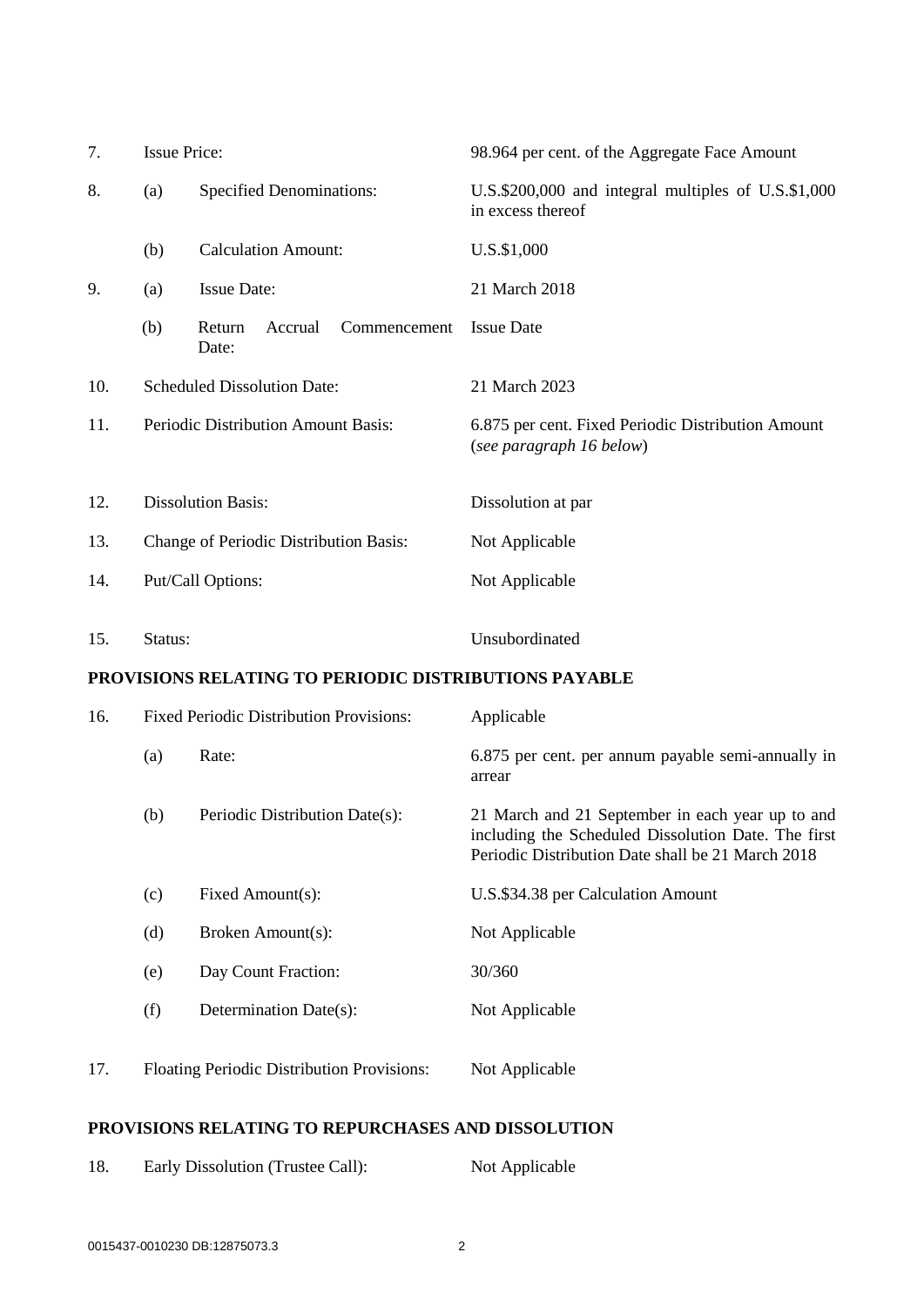| | | | |
|---|---|---|---|
| 7. | Issue Price: | | 98.964 per cent. of the Aggregate Face Amount |
| 8. | (a) | Specified Denominations: | U.S.$200,000 and integral multiples of U.S.$1,000 in excess thereof |
| | (b) | Calculation Amount: | U.S.$1,000 |
| 9. | (a) | Issue Date: | 21 March 2018 |
| | (b) | Return Accrual Commencement Date: | Issue Date |
| 10. | Scheduled Dissolution Date: | | 21 March 2023 |
| 11. | Periodic Distribution Amount Basis: | | 6.875 per cent. Fixed Periodic Distribution Amount (*see paragraph 16 below*) |
| 12. | Dissolution Basis: | | Dissolution at par |
| 13. | Change of Periodic Distribution Basis: | | Not Applicable |
| 14. | Put/Call Options: | | Not Applicable |
| 15. | Status: | | Unsubordinated |

**PROVISIONS RELATING TO PERIODIC DISTRIBUTIONS PAYABLE**

| | | | |
|---|---|---|---|
| 16. | Fixed Periodic Distribution Provisions: | | Applicable |
| | (a) | Rate: | 6.875 per cent. per annum payable semi-annually in arrear |
| | (b) | Periodic Distribution Date(s): | 21 March and 21 September in each year up to and including the Scheduled Dissolution Date. The first Periodic Distribution Date shall be 21 March 2018 |
| | (c) | Fixed Amount(s): | U.S.$34.38 per Calculation Amount |
| | (d) | Broken Amount(s): | Not Applicable |
| | (e) | Day Count Fraction: | 30/360 |
| | (f) | Determination Date(s): | Not Applicable |
| 17. | Floating Periodic Distribution Provisions: | | Not Applicable |

**PROVISIONS RELATING TO REPURCHASES AND DISSOLUTION**

| | | |
|---|---|---|
| 18. | Early Dissolution (Trustee Call): | Not Applicable |

0015437-0010230 DB:12875073.3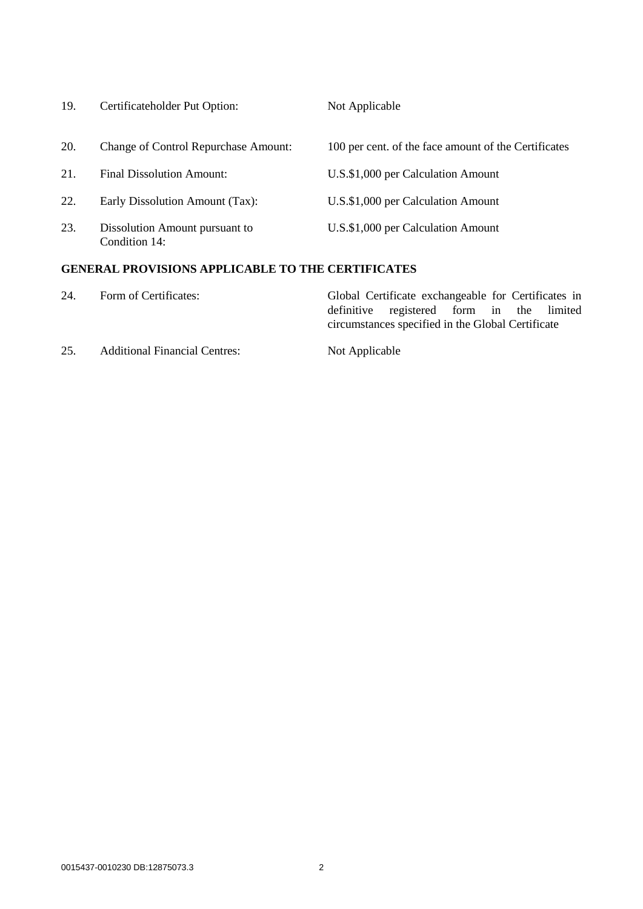| | | |
|---|---|---|
| 19. | Certificateholder Put Option: | Not Applicable |
| 20. | Change of Control Repurchase Amount: | 100 per cent. of the face amount of the Certificates |
| 21. | Final Dissolution Amount: | U.S.$1,000 per Calculation Amount |
| 22. | Early Dissolution Amount (Tax): | U.S.$1,000 per Calculation Amount |
| 23. | Dissolution Amount pursuant to Condition 14: | U.S.$1,000 per Calculation Amount |

**GENERAL PROVISIONS APPLICABLE TO THE CERTIFICATES**

| | | |
|---|---|---|
| 24. | Form of Certificates: | Global Certificate exchangeable for Certificates in definitive registered form in the limited circumstances specified in the Global Certificate |
| 25. | Additional Financial Centres: | Not Applicable |

0015437-0010230 DB:12875073.3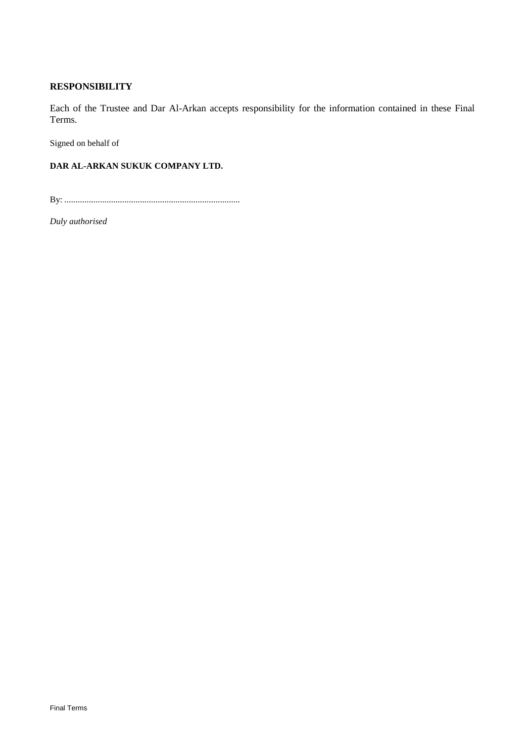## RESPONSIBILITY

Each of the Trustee and Dar Al-Arkan accepts responsibility for the information contained in these Final Terms.

Signed on behalf of

**DAR AL-ARKAN SUKUK COMPANY LTD.**

By: ..............................................................................

*Duly authorised*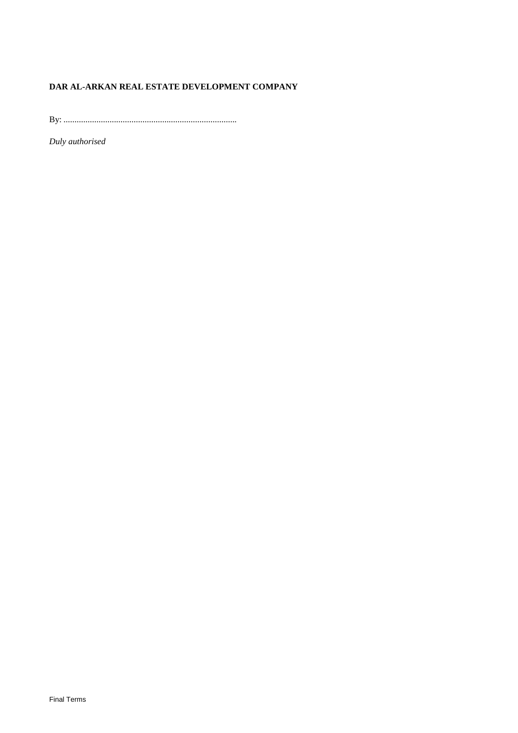**DAR AL-ARKAN REAL ESTATE DEVELOPMENT COMPANY**

By: ..............................................................................

*Duly authorised*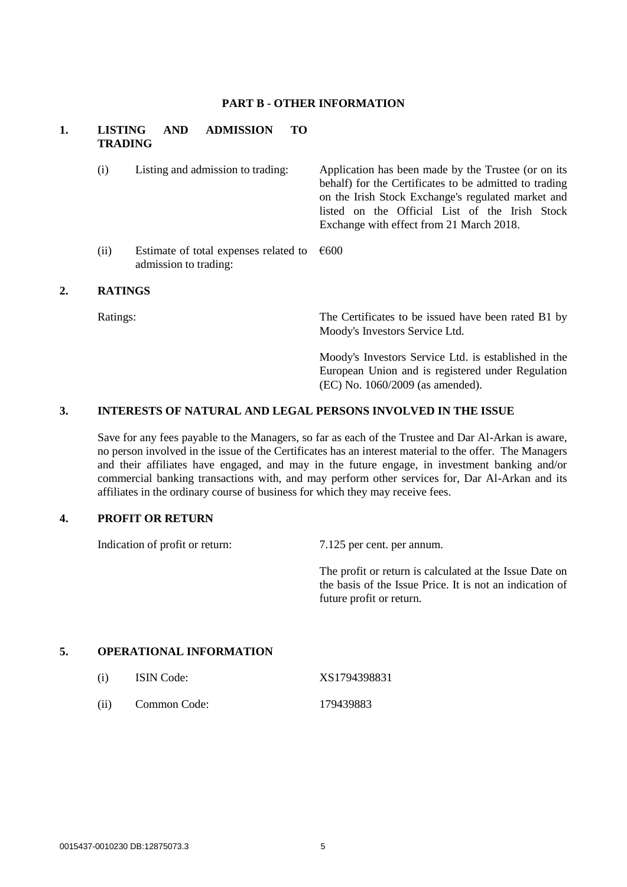## PART B - OTHER INFORMATION

### 1. LISTING AND ADMISSION TO TRADING

| | | |
|---|---|---|
| (i) | Listing and admission to trading: | Application has been made by the Trustee (or on its behalf) for the Certificates to be admitted to trading on the Irish Stock Exchange's regulated market and listed on the Official List of the Irish Stock Exchange with effect from 21 March 2018. |
| (ii) | Estimate of total expenses related to admission to trading: | €600 |

### 2. RATINGS

| | |
|---|---|
| Ratings: | The Certificates to be issued have been rated B1 by Moody's Investors Service Ltd. |
| | Moody's Investors Service Ltd. is established in the European Union and is registered under Regulation (EC) No. 1060/2009 (as amended). |

### 3. INTERESTS OF NATURAL AND LEGAL PERSONS INVOLVED IN THE ISSUE

Save for any fees payable to the Managers, so far as each of the Trustee and Dar Al-Arkan is aware, no person involved in the issue of the Certificates has an interest material to the offer. The Managers and their affiliates have engaged, and may in the future engage, in investment banking and/or commercial banking transactions with, and may perform other services for, Dar Al-Arkan and its affiliates in the ordinary course of business for which they may receive fees.

### 4. PROFIT OR RETURN

| | |
|---|---|
| Indication of profit or return: | 7.125 per cent. per annum. |
| | The profit or return is calculated at the Issue Date on the basis of the Issue Price. It is not an indication of future profit or return. |

### 5. OPERATIONAL INFORMATION

| | | |
|---|---|---|
| (i) | ISIN Code: | XS1794398831 |
| (ii) | Common Code: | 179439883 |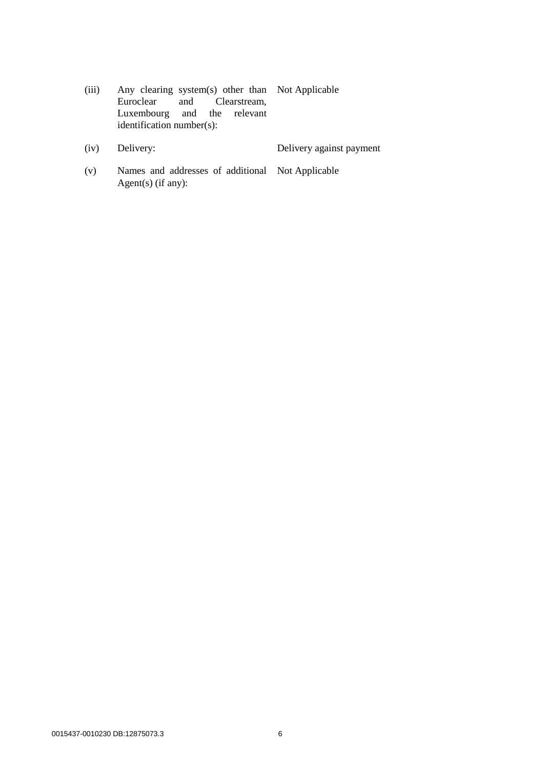| | | |
|---|---|---|
| (iii) | Any clearing system(s) other than Euroclear and Clearstream, Luxembourg and the relevant identification number(s): | Not Applicable |
| (iv) | Delivery: | Delivery against payment |
| (v) | Names and addresses of additional Agent(s) (if any): | Not Applicable |